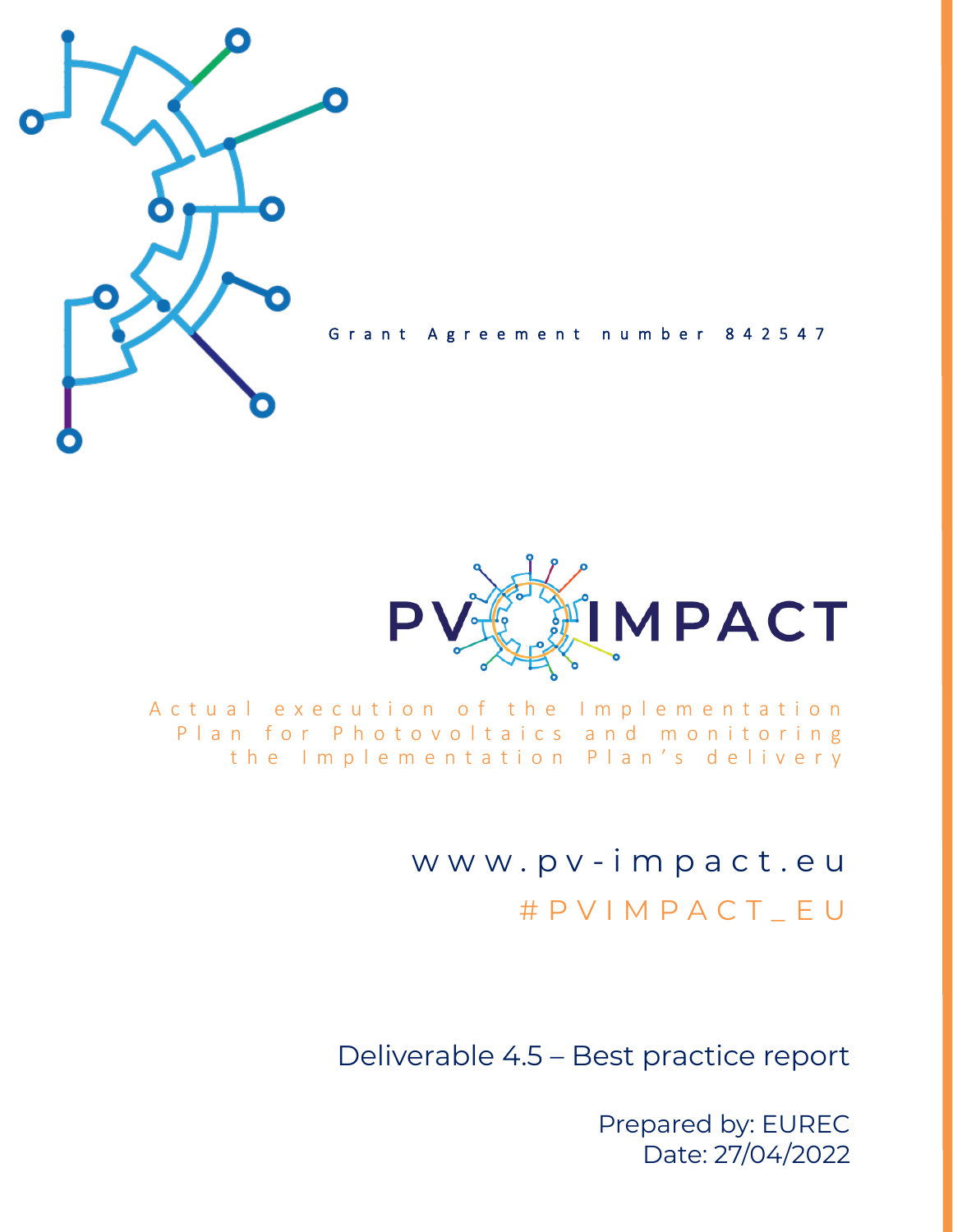Grant Agreement number 842547

# PV IMPACT

Actual execution of the Implementation Plan for Photovoltaics and monitoring the Implementation Plan's delivery

www.pv-impact.eu

#PVIMPACT_EU

## Deliverable 4.5 – Best practice report

Prepared by: EUREC
Date: 27/04/2022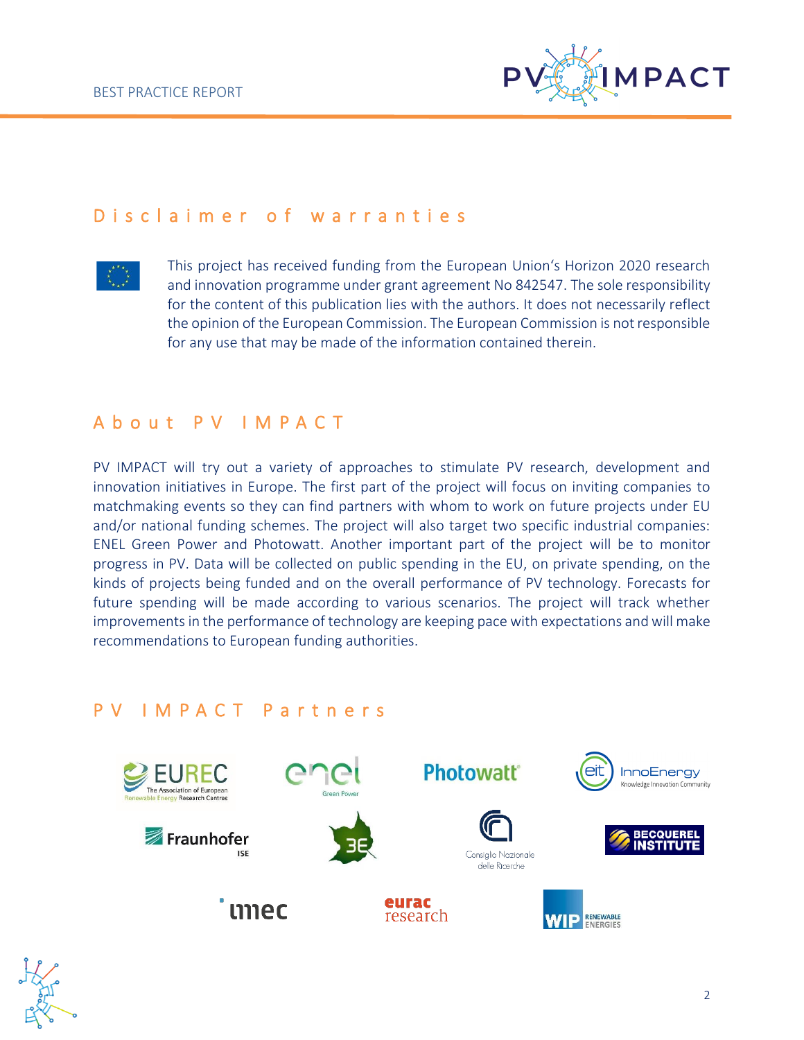## Disclaimer of warranties

This project has received funding from the European Union's Horizon 2020 research and innovation programme under grant agreement No 842547. The sole responsibility for the content of this publication lies with the authors. It does not necessarily reflect the opinion of the European Commission. The European Commission is not responsible for any use that may be made of the information contained therein.

## About PV IMPACT

PV IMPACT will try out a variety of approaches to stimulate PV research, development and innovation initiatives in Europe. The first part of the project will focus on inviting companies to matchmaking events so they can find partners with whom to work on future projects under EU and/or national funding schemes. The project will also target two specific industrial companies: ENEL Green Power and Photowatt. Another important part of the project will be to monitor progress in PV. Data will be collected on public spending in the EU, on private spending, on the kinds of projects being funded and on the overall performance of PV technology. Forecasts for future spending will be made according to various scenarios. The project will track whether improvements in the performance of technology are keeping pace with expectations and will make recommendations to European funding authorities.

## PV IMPACT Partners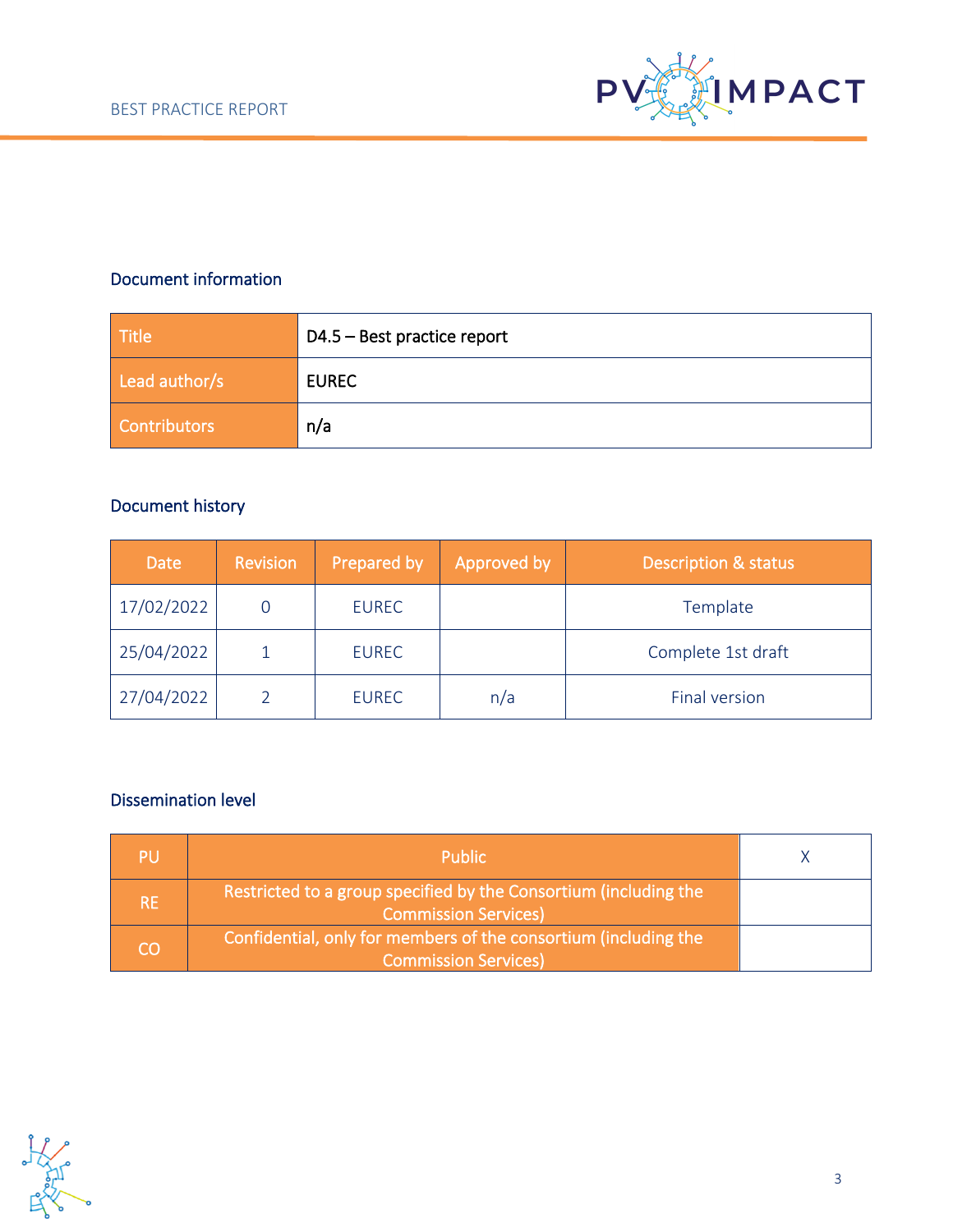## Document information

| Title | D4.5 – Best practice report |
| --- | --- |
| Lead author/s | EUREC |
| Contributors | n/a |

## Document history

| Date | Revision | Prepared by | Approved by | Description & status |
| --- | --- | --- | --- | --- |
| 17/02/2022 | 0 | EUREC | | Template |
| 25/04/2022 | 1 | EUREC | | Complete 1st draft |
| 27/04/2022 | 2 | EUREC | n/a | Final version |

## Dissemination level

| PU | Public | X |
| --- | --- | --- |
| RE | Restricted to a group specified by the Consortium (including the Commission Services) | |
| CO | Confidential, only for members of the consortium (including the Commission Services) | |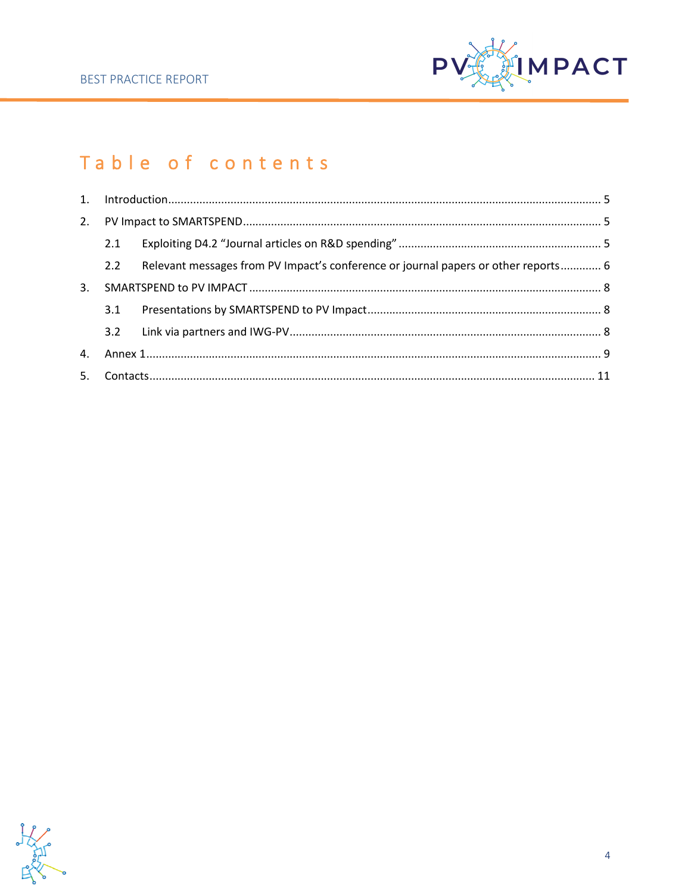# Table of contents

1. Introduction ........................................................................................................ 5
2. PV Impact to SMARTSPEND ................................................................................. 5
   - 2.1 Exploiting D4.2 “Journal articles on R&D spending” ........................................ 5
   - 2.2 Relevant messages from PV Impact’s conference or journal papers or other reports ............ 6
3. SMARTSPEND to PV IMPACT ................................................................................ 8
   - 3.1 Presentations by SMARTSPEND to PV Impact ................................................... 8
   - 3.2 Link via partners and IWG-PV .......................................................................... 8
4. Annex 1 ................................................................................................................. 9
5. Contacts ............................................................................................................... 11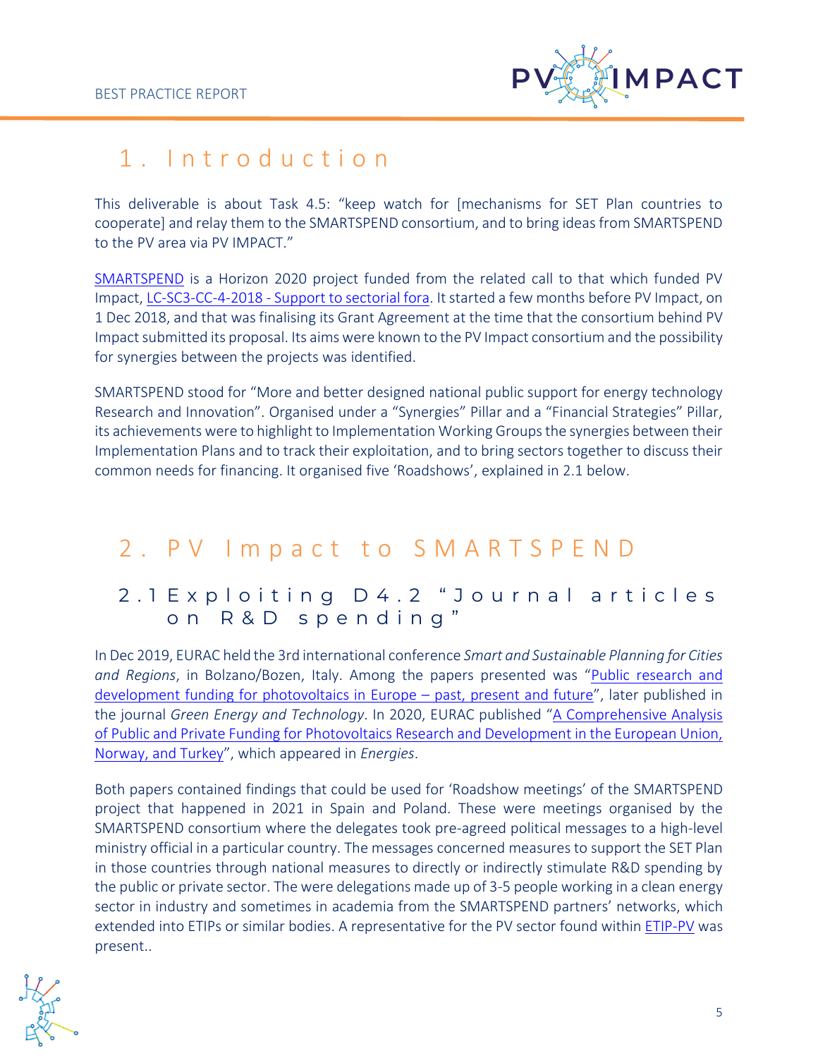# 1. Introduction

This deliverable is about Task 4.5: "keep watch for [mechanisms for SET Plan countries to cooperate] and relay them to the SMARTSPEND consortium, and to bring ideas from SMARTSPEND to the PV area via PV IMPACT."

SMARTSPEND is a Horizon 2020 project funded from the related call to that which funded PV Impact, LC-SC3-CC-4-2018 - Support to sectorial fora. It started a few months before PV Impact, on 1 Dec 2018, and that was finalising its Grant Agreement at the time that the consortium behind PV Impact submitted its proposal. Its aims were known to the PV Impact consortium and the possibility for synergies between the projects was identified.

SMARTSPEND stood for "More and better designed national public support for energy technology Research and Innovation". Organised under a "Synergies" Pillar and a "Financial Strategies" Pillar, its achievements were to highlight to Implementation Working Groups the synergies between their Implementation Plans and to track their exploitation, and to bring sectors together to discuss their common needs for financing. It organised five 'Roadshows', explained in 2.1 below.

# 2. PV Impact to SMARTSPEND

## 2.1 Exploiting D4.2 "Journal articles on R&D spending"

In Dec 2019, EURAC held the 3rd international conference *Smart and Sustainable Planning for Cities and Regions*, in Bolzano/Bozen, Italy. Among the papers presented was "Public research and development funding for photovoltaics in Europe – past, present and future", later published in the journal *Green Energy and Technology*. In 2020, EURAC published "A Comprehensive Analysis of Public and Private Funding for Photovoltaics Research and Development in the European Union, Norway, and Turkey", which appeared in *Energies*.

Both papers contained findings that could be used for 'Roadshow meetings' of the SMARTSPEND project that happened in 2021 in Spain and Poland. These were meetings organised by the SMARTSPEND consortium where the delegates took pre-agreed political messages to a high-level ministry official in a particular country. The messages concerned measures to support the SET Plan in those countries through national measures to directly or indirectly stimulate R&D spending by the public or private sector. The were delegations made up of 3-5 people working in a clean energy sector in industry and sometimes in academia from the SMARTSPEND partners' networks, which extended into ETIPs or similar bodies. A representative for the PV sector found within ETIP-PV was present..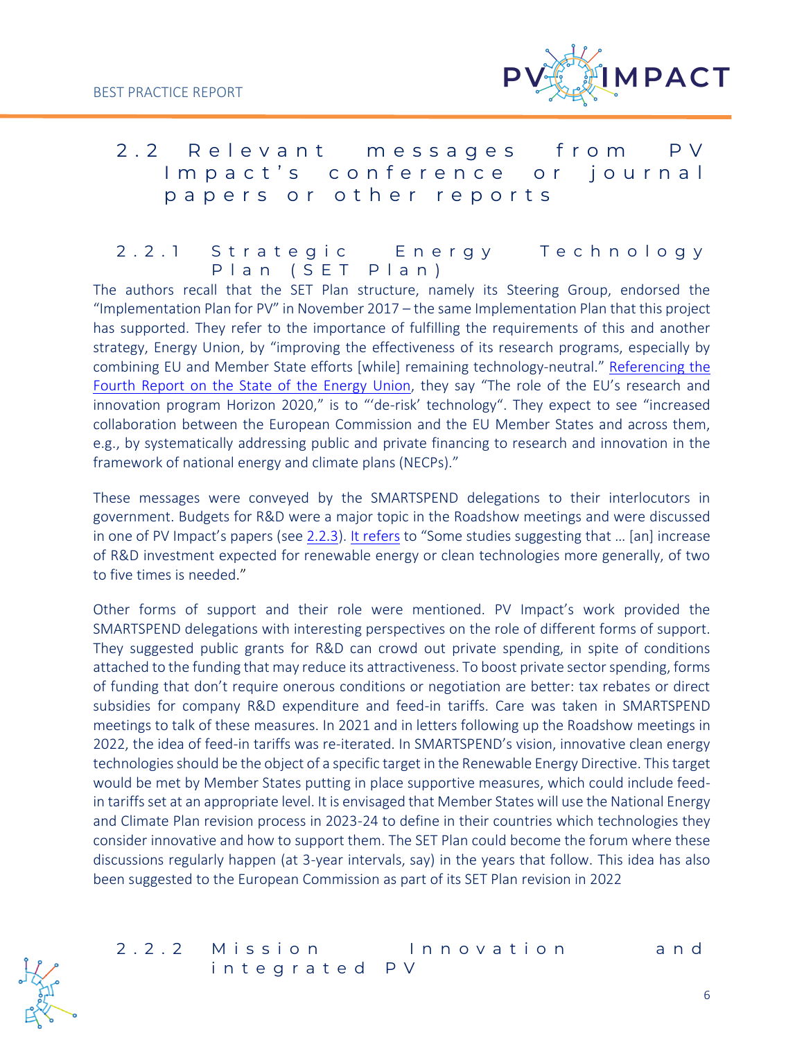## 2.2 Relevant messages from PV Impact's conference or journal papers or other reports

### 2.2.1 Strategic Energy Technology Plan (SET Plan)

The authors recall that the SET Plan structure, namely its Steering Group, endorsed the "Implementation Plan for PV" in November 2017 – the same Implementation Plan that this project has supported. They refer to the importance of fulfilling the requirements of this and another strategy, Energy Union, by "improving the effectiveness of its research programs, especially by combining EU and Member State efforts [while] remaining technology-neutral." Referencing the Fourth Report on the State of the Energy Union, they say "The role of the EU's research and innovation program Horizon 2020," is to "'de-risk' technology". They expect to see "increased collaboration between the European Commission and the EU Member States and across them, e.g., by systematically addressing public and private financing to research and innovation in the framework of national energy and climate plans (NECPs)."

These messages were conveyed by the SMARTSPEND delegations to their interlocutors in government. Budgets for R&D were a major topic in the Roadshow meetings and were discussed in one of PV Impact's papers (see 2.2.3). It refers to "Some studies suggesting that … [an] increase of R&D investment expected for renewable energy or clean technologies more generally, of two to five times is needed."

Other forms of support and their role were mentioned. PV Impact's work provided the SMARTSPEND delegations with interesting perspectives on the role of different forms of support. They suggested public grants for R&D can crowd out private spending, in spite of conditions attached to the funding that may reduce its attractiveness. To boost private sector spending, forms of funding that don't require onerous conditions or negotiation are better: tax rebates or direct subsidies for company R&D expenditure and feed-in tariffs. Care was taken in SMARTSPEND meetings to talk of these measures. In 2021 and in letters following up the Roadshow meetings in 2022, the idea of feed-in tariffs was re-iterated. In SMARTSPEND's vision, innovative clean energy technologies should be the object of a specific target in the Renewable Energy Directive. This target would be met by Member States putting in place supportive measures, which could include feed-in tariffs set at an appropriate level. It is envisaged that Member States will use the National Energy and Climate Plan revision process in 2023-24 to define in their countries which technologies they consider innovative and how to support them. The SET Plan could become the forum where these discussions regularly happen (at 3-year intervals, say) in the years that follow. This idea has also been suggested to the European Commission as part of its SET Plan revision in 2022

### 2.2.2 Mission Innovation and integrated PV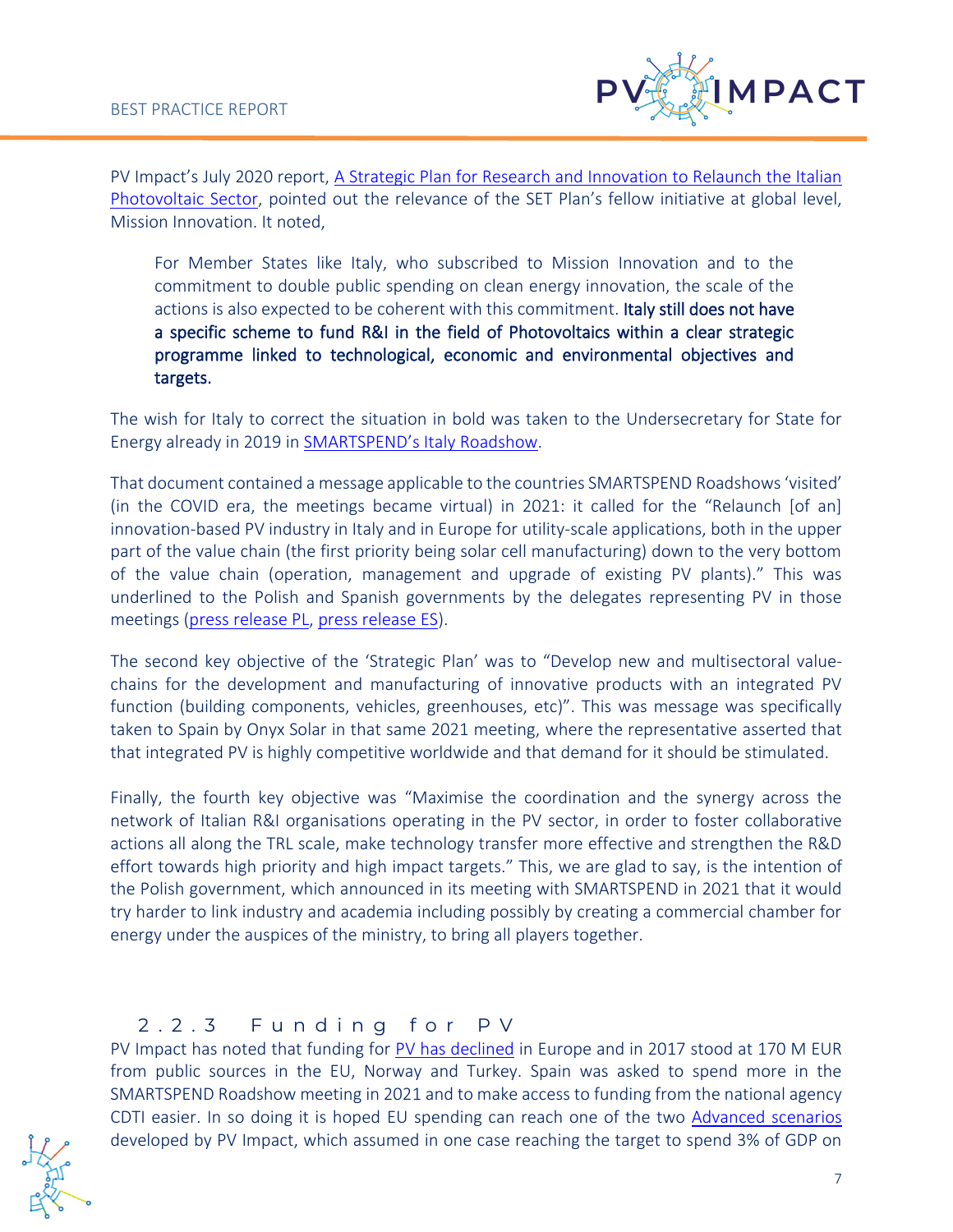PV Impact's July 2020 report, A Strategic Plan for Research and Innovation to Relaunch the Italian Photovoltaic Sector, pointed out the relevance of the SET Plan's fellow initiative at global level, Mission Innovation. It noted,

> For Member States like Italy, who subscribed to Mission Innovation and to the commitment to double public spending on clean energy innovation, the scale of the actions is also expected to be coherent with this commitment. **Italy still does not have a specific scheme to fund R&I in the field of Photovoltaics within a clear strategic programme linked to technological, economic and environmental objectives and targets.**

The wish for Italy to correct the situation in bold was taken to the Undersecretary for State for Energy already in 2019 in SMARTSPEND's Italy Roadshow.

That document contained a message applicable to the countries SMARTSPEND Roadshows 'visited' (in the COVID era, the meetings became virtual) in 2021: it called for the "Relaunch [of an] innovation-based PV industry in Italy and in Europe for utility-scale applications, both in the upper part of the value chain (the first priority being solar cell manufacturing) down to the very bottom of the value chain (operation, management and upgrade of existing PV plants)." This was underlined to the Polish and Spanish governments by the delegates representing PV in those meetings (press release PL, press release ES).

The second key objective of the 'Strategic Plan' was to "Develop new and multisectoral value-chains for the development and manufacturing of innovative products with an integrated PV function (building components, vehicles, greenhouses, etc)". This was message was specifically taken to Spain by Onyx Solar in that same 2021 meeting, where the representative asserted that that integrated PV is highly competitive worldwide and that demand for it should be stimulated.

Finally, the fourth key objective was "Maximise the coordination and the synergy across the network of Italian R&I organisations operating in the PV sector, in order to foster collaborative actions all along the TRL scale, make technology transfer more effective and strengthen the R&D effort towards high priority and high impact targets." This, we are glad to say, is the intention of the Polish government, which announced in its meeting with SMARTSPEND in 2021 that it would try harder to link industry and academia including possibly by creating a commercial chamber for energy under the auspices of the ministry, to bring all players together.

### 2.2.3 Funding for PV

PV Impact has noted that funding for PV has declined in Europe and in 2017 stood at 170 M EUR from public sources in the EU, Norway and Turkey. Spain was asked to spend more in the SMARTSPEND Roadshow meeting in 2021 and to make access to funding from the national agency CDTI easier. In so doing it is hoped EU spending can reach one of the two Advanced scenarios developed by PV Impact, which assumed in one case reaching the target to spend 3% of GDP on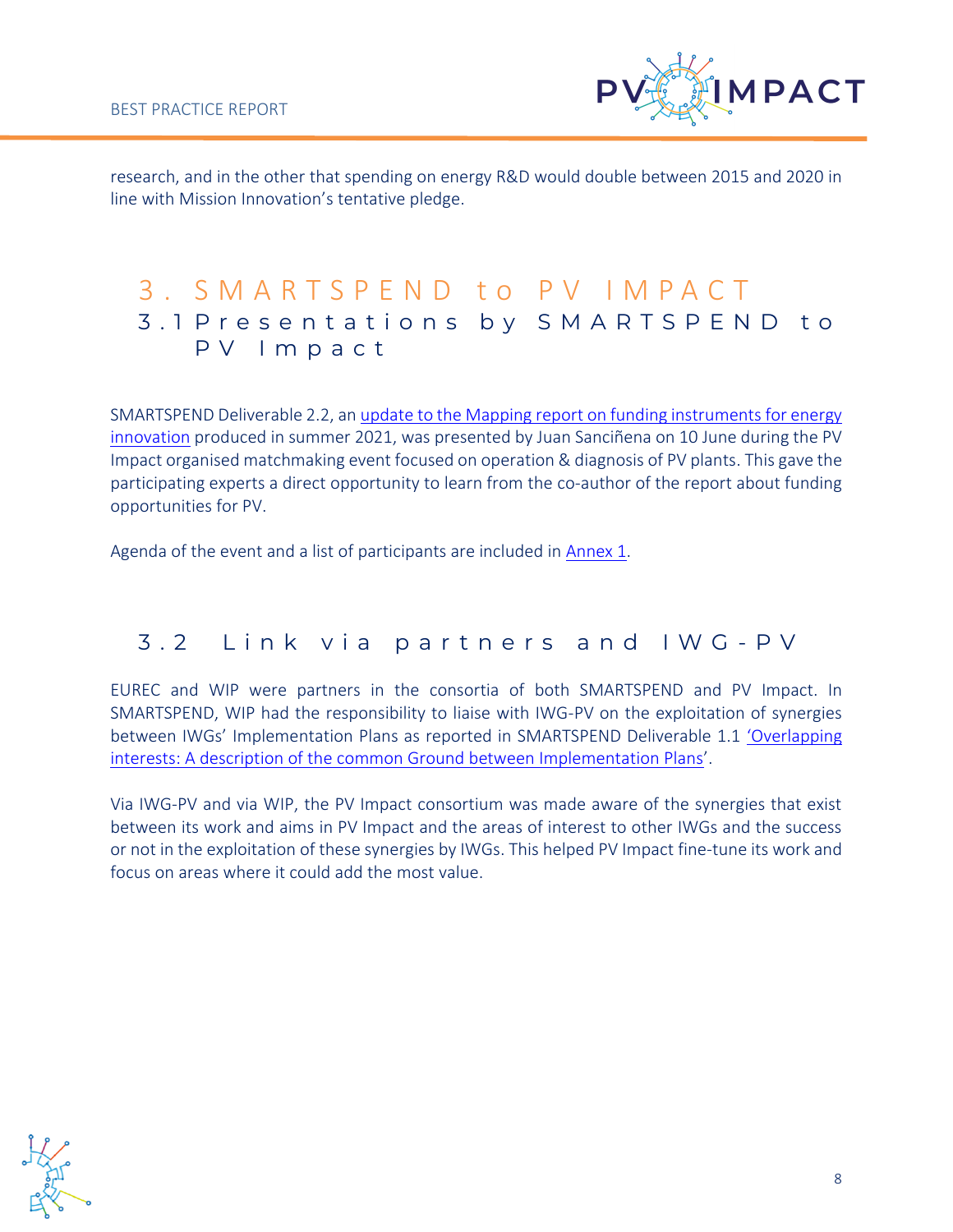research, and in the other that spending on energy R&D would double between 2015 and 2020 in line with Mission Innovation's tentative pledge.

# 3. SMARTSPEND to PV IMPACT

## 3.1 Presentations by SMARTSPEND to PV Impact

SMARTSPEND Deliverable 2.2, an update to the Mapping report on funding instruments for energy innovation produced in summer 2021, was presented by Juan Sanciñena on 10 June during the PV Impact organised matchmaking event focused on operation & diagnosis of PV plants. This gave the participating experts a direct opportunity to learn from the co-author of the report about funding opportunities for PV.

Agenda of the event and a list of participants are included in Annex 1.

## 3.2 Link via partners and IWG-PV

EUREC and WIP were partners in the consortia of both SMARTSPEND and PV Impact. In SMARTSPEND, WIP had the responsibility to liaise with IWG-PV on the exploitation of synergies between IWGs' Implementation Plans as reported in SMARTSPEND Deliverable 1.1 'Overlapping interests: A description of the common Ground between Implementation Plans'.

Via IWG-PV and via WIP, the PV Impact consortium was made aware of the synergies that exist between its work and aims in PV Impact and the areas of interest to other IWGs and the success or not in the exploitation of these synergies by IWGs. This helped PV Impact fine-tune its work and focus on areas where it could add the most value.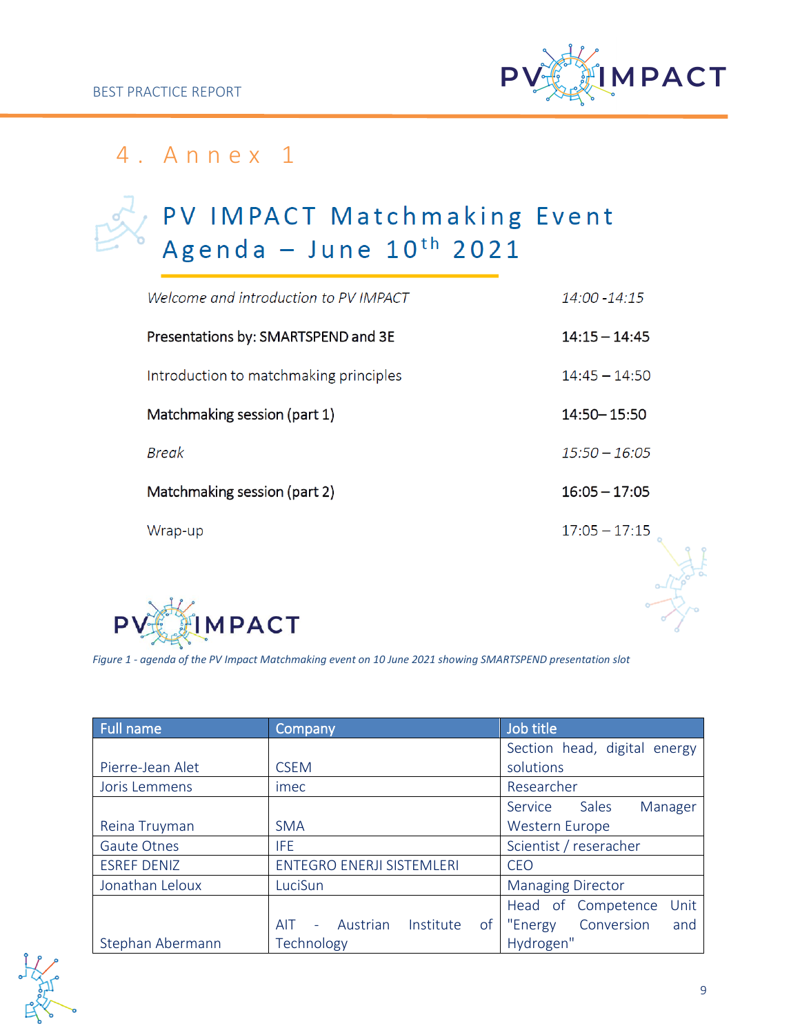# 4. Annex 1

## PV IMPACT Matchmaking Event Agenda – June 10th 2021

| | |
|---|---|
| *Welcome and introduction to PV IMPACT* | *14:00 -14:15* |
| **Presentations by: SMARTSPEND and 3E** | **14:15 – 14:45** |
| Introduction to matchmaking principles | 14:45 – 14:50 |
| **Matchmaking session (part 1)** | **14:50– 15:50** |
| *Break* | *15:50 – 16:05* |
| **Matchmaking session (part 2)** | **16:05 – 17:05** |
| Wrap-up | 17:05 – 17:15 |

PV IMPACT

*Figure 1 - agenda of the PV Impact Matchmaking event on 10 June 2021 showing SMARTSPEND presentation slot*

| Full name | Company | Job title |
|---|---|---|
| Pierre-Jean Alet | CSEM | Section head, digital energy solutions |
| Joris Lemmens | imec | Researcher |
| Reina Truyman | SMA | Service Sales Manager Western Europe |
| Gaute Otnes | IFE | Scientist / reserarcher |
| ESREF DENIZ | ENTEGRO ENERJI SISTEMLERI | CEO |
| Jonathan Leloux | LuciSun | Managing Director |
| Stephan Abermann | AIT - Austrian Institute of Technology | Head of Competence Unit "Energy Conversion and Hydrogen" |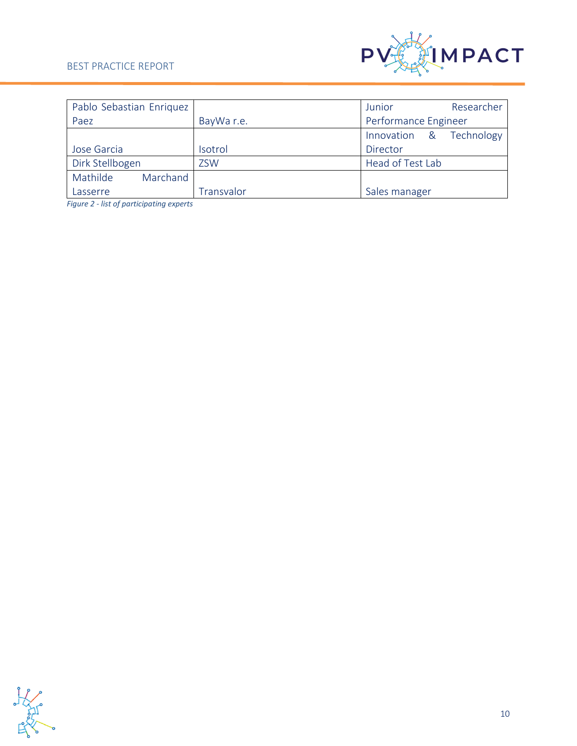| | | |
|---|---|---|
| Pablo Sebastian Enriquez Paez | BayWa r.e. | Junior Researcher Performance Engineer |
| Jose Garcia | Isotrol | Innovation & Technology Director |
| Dirk Stellbogen | ZSW | Head of Test Lab |
| Mathilde Marchand Lasserre | Transvalor | Sales manager |

*Figure 2 - list of participating experts*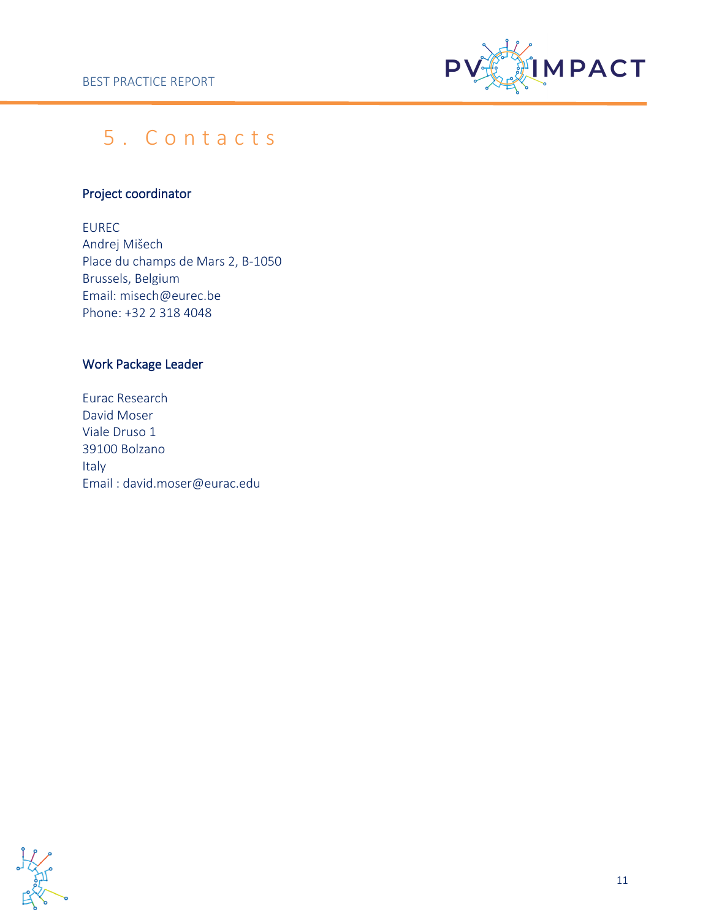# 5. Contacts

**Project coordinator**

EUREC
Andrej Mišech
Place du champs de Mars 2, B-1050
Brussels, Belgium
Email: misech@eurec.be
Phone: +32 2 318 4048

**Work Package Leader**

Eurac Research
David Moser
Viale Druso 1
39100 Bolzano
Italy
Email : david.moser@eurac.edu